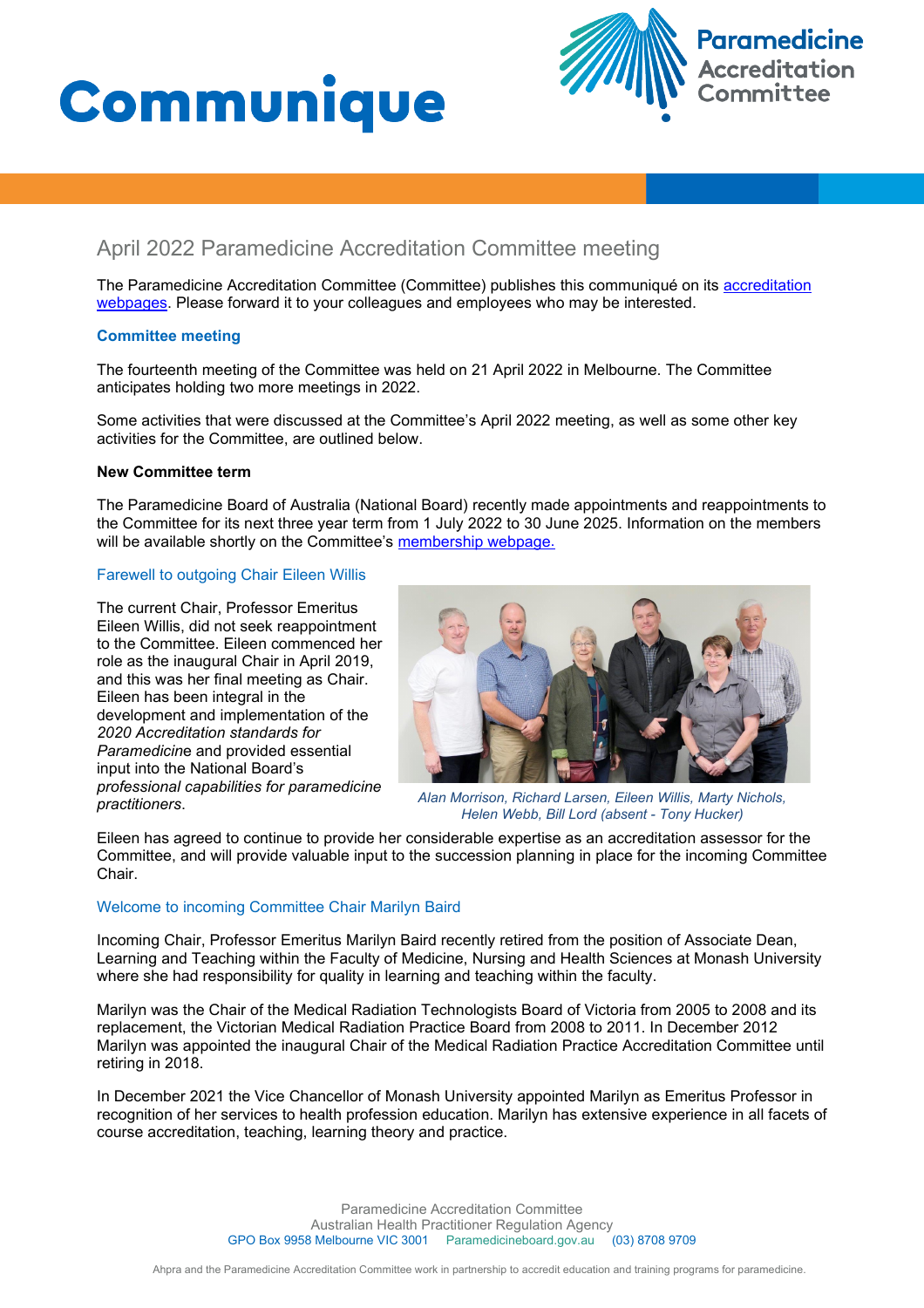# Communique

## April 2022 Paramedicine Accreditation Committee meeting

The Paramedicine Accreditation Committee (Committee) publishes this communiqué on its accreditation webpages. Please forward it to your colleagues and employees who may be interested.

### Committee meeting

The fourteenth meeting of the Committee was held on 21 April 2022 in Melbourne. The Committee anticipates holding two more meetings in 2022.

Some activities that were discussed at the Committee's April 2022 meeting, as well as some other key activities for the Committee, are outlined below.

**New Committee term**

The Paramedicine Board of Australia (National Board) recently made appointments and reappointments to the Committee for its next three year term from 1 July 2022 to 30 June 2025. Information on the members will be available shortly on the Committee's membership webpage.

#### Farewell to outgoing Chair Eileen Willis

The current Chair, Professor Emeritus Eileen Willis, did not seek reappointment to the Committee. Eileen commenced her role as the inaugural Chair in April 2019, and this was her final meeting as Chair. Eileen has been integral in the development and implementation of the *2020 Accreditation standards for Paramedicine* and provided essential input into the National Board's *professional capabilities for paramedicine practitioners*.

*Alan Morrison, Richard Larsen, Eileen Willis, Marty Nichols, Helen Webb, Bill Lord (absent - Tony Hucker)*

Eileen has agreed to continue to provide her considerable expertise as an accreditation assessor for the Committee, and will provide valuable input to the succession planning in place for the incoming Committee Chair.

#### Welcome to incoming Committee Chair Marilyn Baird

Incoming Chair, Professor Emeritus Marilyn Baird recently retired from the position of Associate Dean, Learning and Teaching within the Faculty of Medicine, Nursing and Health Sciences at Monash University where she had responsibility for quality in learning and teaching within the faculty.

Marilyn was the Chair of the Medical Radiation Technologists Board of Victoria from 2005 to 2008 and its replacement, the Victorian Medical Radiation Practice Board from 2008 to 2011. In December 2012 Marilyn was appointed the inaugural Chair of the Medical Radiation Practice Accreditation Committee until retiring in 2018.

In December 2021 the Vice Chancellor of Monash University appointed Marilyn as Emeritus Professor in recognition of her services to health profession education. Marilyn has extensive experience in all facets of course accreditation, teaching, learning theory and practice.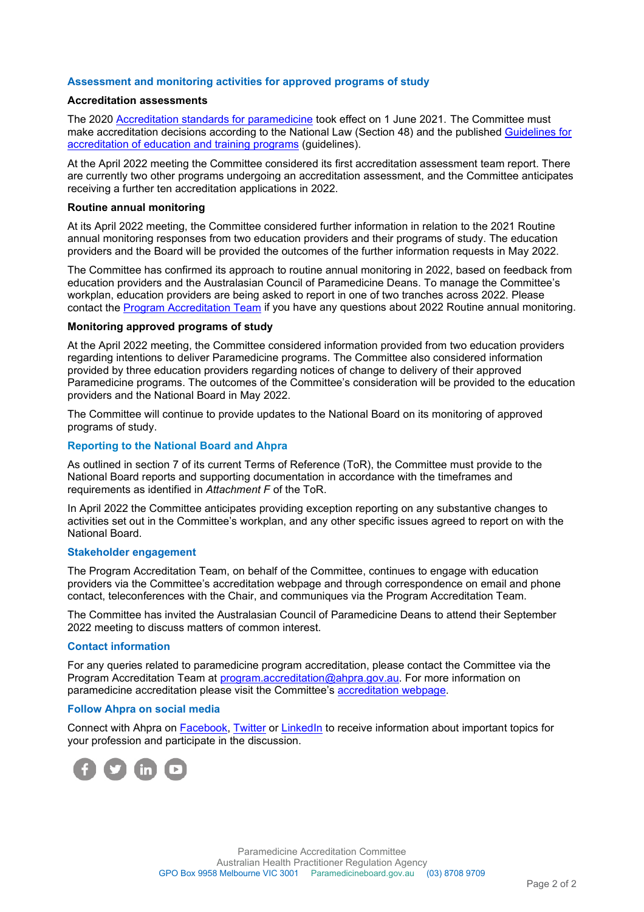## Assessment and monitoring activities for approved programs of study

### Accreditation assessments

The 2020 Accreditation standards for paramedicine took effect on 1 June 2021. The Committee must make accreditation decisions according to the National Law (Section 48) and the published Guidelines for accreditation of education and training programs (guidelines).

At the April 2022 meeting the Committee considered its first accreditation assessment team report. There are currently two other programs undergoing an accreditation assessment, and the Committee anticipates receiving a further ten accreditation applications in 2022.

### Routine annual monitoring

At its April 2022 meeting, the Committee considered further information in relation to the 2021 Routine annual monitoring responses from two education providers and their programs of study. The education providers and the Board will be provided the outcomes of the further information requests in May 2022.

The Committee has confirmed its approach to routine annual monitoring in 2022, based on feedback from education providers and the Australasian Council of Paramedicine Deans. To manage the Committee's workplan, education providers are being asked to report in one of two tranches across 2022. Please contact the Program Accreditation Team if you have any questions about 2022 Routine annual monitoring.

### Monitoring approved programs of study

At the April 2022 meeting, the Committee considered information provided from two education providers regarding intentions to deliver Paramedicine programs. The Committee also considered information provided by three education providers regarding notices of change to delivery of their approved Paramedicine programs. The outcomes of the Committee's consideration will be provided to the education providers and the National Board in May 2022.

The Committee will continue to provide updates to the National Board on its monitoring of approved programs of study.

## Reporting to the National Board and Ahpra

As outlined in section 7 of its current Terms of Reference (ToR), the Committee must provide to the National Board reports and supporting documentation in accordance with the timeframes and requirements as identified in *Attachment F* of the ToR.

In April 2022 the Committee anticipates providing exception reporting on any substantive changes to activities set out in the Committee's workplan, and any other specific issues agreed to report on with the National Board.

## Stakeholder engagement

The Program Accreditation Team, on behalf of the Committee, continues to engage with education providers via the Committee's accreditation webpage and through correspondence on email and phone contact, teleconferences with the Chair, and communiques via the Program Accreditation Team.

The Committee has invited the Australasian Council of Paramedicine Deans to attend their September 2022 meeting to discuss matters of common interest.

## Contact information

For any queries related to paramedicine program accreditation, please contact the Committee via the Program Accreditation Team at program.accreditation@ahpra.gov.au. For more information on paramedicine accreditation please visit the Committee's accreditation webpage.

## Follow Ahpra on social media

Connect with Ahpra on Facebook, Twitter or LinkedIn to receive information about important topics for your profession and participate in the discussion.

Paramedicine Accreditation Committee
Australian Health Practitioner Regulation Agency
GPO Box 9958 Melbourne VIC 3001 Paramedicineboard.gov.au (03) 8708 9709